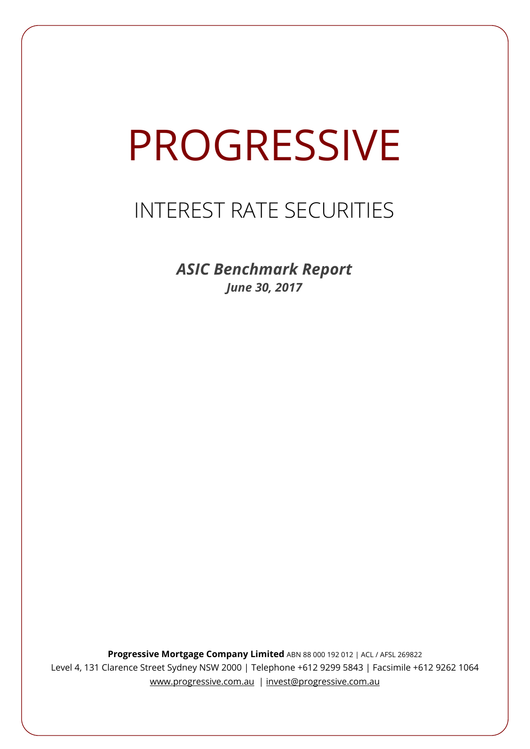# PROGRESSIVE

## INTEREST RATE SECURITIES

***ASIC Benchmark Report***

***June 30, 2017***

**Progressive Mortgage Company Limited** ABN 88 000 192 012 | ACL / AFSL 269822

Level 4, 131 Clarence Street Sydney NSW 2000 | Telephone +612 9299 5843 | Facsimile +612 9262 1064

www.progressive.com.au | invest@progressive.com.au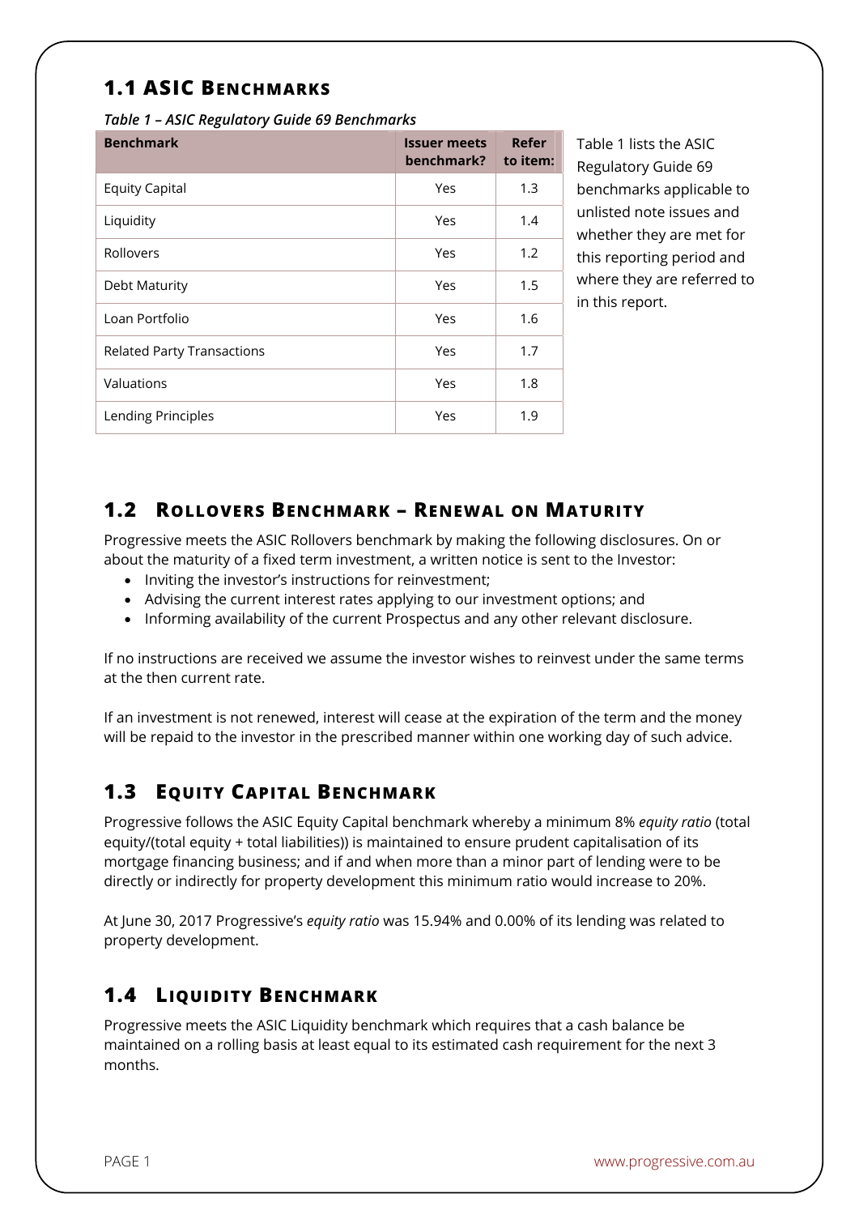## 1.1 ASIC Benchmarks

***Table 1 – ASIC Regulatory Guide 69 Benchmarks***

| Benchmark | Issuer meets benchmark? | Refer to item: |
|---|---|---|
| Equity Capital | Yes | 1.3 |
| Liquidity | Yes | 1.4 |
| Rollovers | Yes | 1.2 |
| Debt Maturity | Yes | 1.5 |
| Loan Portfolio | Yes | 1.6 |
| Related Party Transactions | Yes | 1.7 |
| Valuations | Yes | 1.8 |
| Lending Principles | Yes | 1.9 |

Table 1 lists the ASIC Regulatory Guide 69 benchmarks applicable to unlisted note issues and whether they are met for this reporting period and where they are referred to in this report.

## 1.2 Rollovers Benchmark – Renewal on Maturity

Progressive meets the ASIC Rollovers benchmark by making the following disclosures. On or about the maturity of a fixed term investment, a written notice is sent to the Investor:

- Inviting the investor's instructions for reinvestment;
- Advising the current interest rates applying to our investment options; and
- Informing availability of the current Prospectus and any other relevant disclosure.

If no instructions are received we assume the investor wishes to reinvest under the same terms at the then current rate.

If an investment is not renewed, interest will cease at the expiration of the term and the money will be repaid to the investor in the prescribed manner within one working day of such advice.

## 1.3 Equity Capital Benchmark

Progressive follows the ASIC Equity Capital benchmark whereby a minimum 8% *equity ratio* (total equity/(total equity + total liabilities)) is maintained to ensure prudent capitalisation of its mortgage financing business; and if and when more than a minor part of lending were to be directly or indirectly for property development this minimum ratio would increase to 20%.

At June 30, 2017 Progressive's *equity ratio* was 15.94% and 0.00% of its lending was related to property development.

## 1.4 Liquidity Benchmark

Progressive meets the ASIC Liquidity benchmark which requires that a cash balance be maintained on a rolling basis at least equal to its estimated cash requirement for the next 3 months.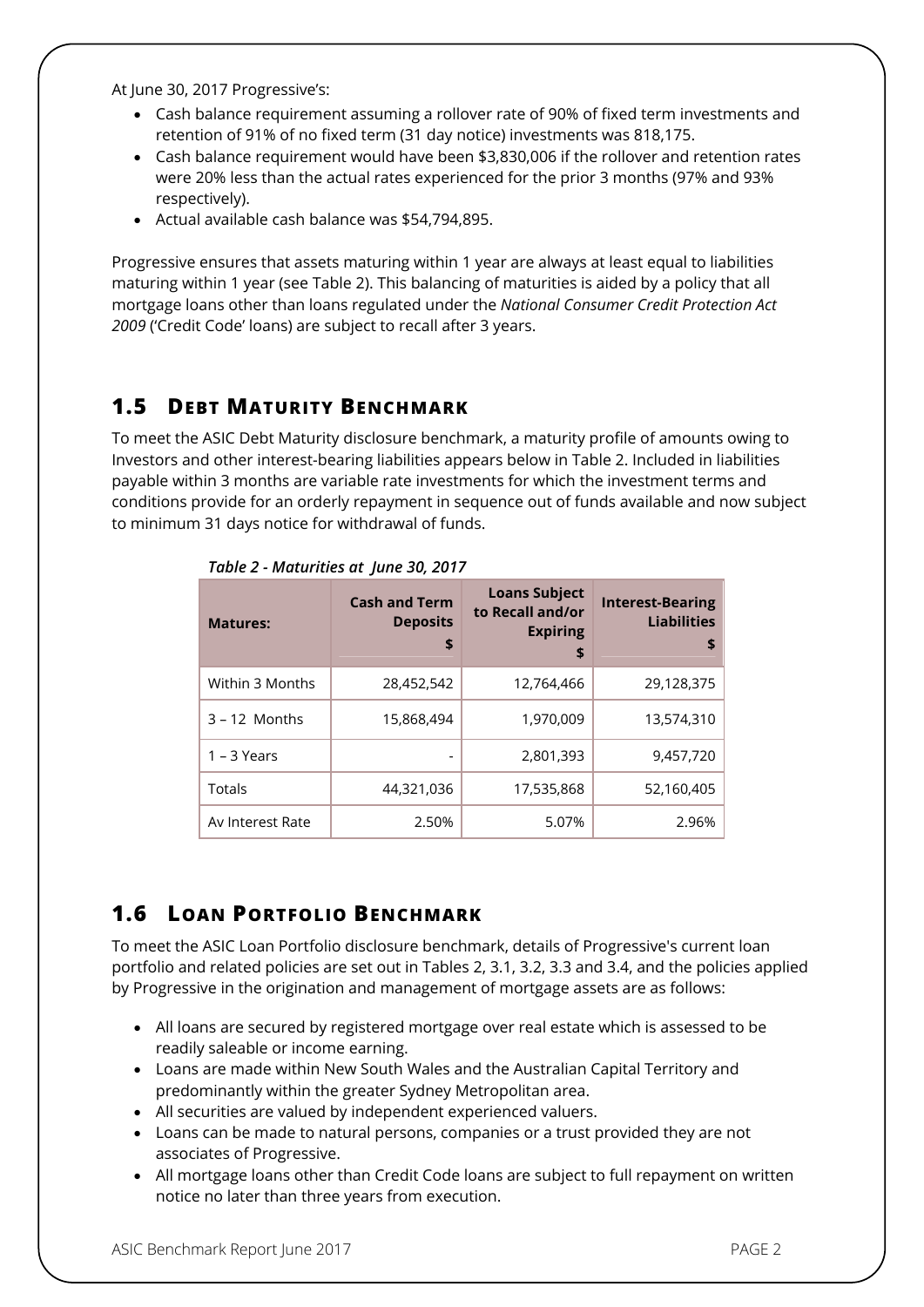At June 30, 2017 Progressive's:

- Cash balance requirement assuming a rollover rate of 90% of fixed term investments and retention of 91% of no fixed term (31 day notice) investments was 818,175.
- Cash balance requirement would have been $3,830,006 if the rollover and retention rates were 20% less than the actual rates experienced for the prior 3 months (97% and 93% respectively).
- Actual available cash balance was $54,794,895.

Progressive ensures that assets maturing within 1 year are always at least equal to liabilities maturing within 1 year (see Table 2). This balancing of maturities is aided by a policy that all mortgage loans other than loans regulated under the *National Consumer Credit Protection Act 2009* ('Credit Code' loans) are subject to recall after 3 years.

## 1.5 Debt Maturity Benchmark

To meet the ASIC Debt Maturity disclosure benchmark, a maturity profile of amounts owing to Investors and other interest-bearing liabilities appears below in Table 2. Included in liabilities payable within 3 months are variable rate investments for which the investment terms and conditions provide for an orderly repayment in sequence out of funds available and now subject to minimum 31 days notice for withdrawal of funds.

*Table 2 - Maturities at June 30, 2017*

| Matures: | Cash and Term Deposits $ | Loans Subject to Recall and/or Expiring $ | Interest-Bearing Liabilities $ |
|---|---|---|---|
| Within 3 Months | 28,452,542 | 12,764,466 | 29,128,375 |
| 3 – 12 Months | 15,868,494 | 1,970,009 | 13,574,310 |
| 1 – 3 Years | - | 2,801,393 | 9,457,720 |
| Totals | 44,321,036 | 17,535,868 | 52,160,405 |
| Av Interest Rate | 2.50% | 5.07% | 2.96% |

## 1.6 Loan Portfolio Benchmark

To meet the ASIC Loan Portfolio disclosure benchmark, details of Progressive's current loan portfolio and related policies are set out in Tables 2, 3.1, 3.2, 3.3 and 3.4, and the policies applied by Progressive in the origination and management of mortgage assets are as follows:

- All loans are secured by registered mortgage over real estate which is assessed to be readily saleable or income earning.
- Loans are made within New South Wales and the Australian Capital Territory and predominantly within the greater Sydney Metropolitan area.
- All securities are valued by independent experienced valuers.
- Loans can be made to natural persons, companies or a trust provided they are not associates of Progressive.
- All mortgage loans other than Credit Code loans are subject to full repayment on written notice no later than three years from execution.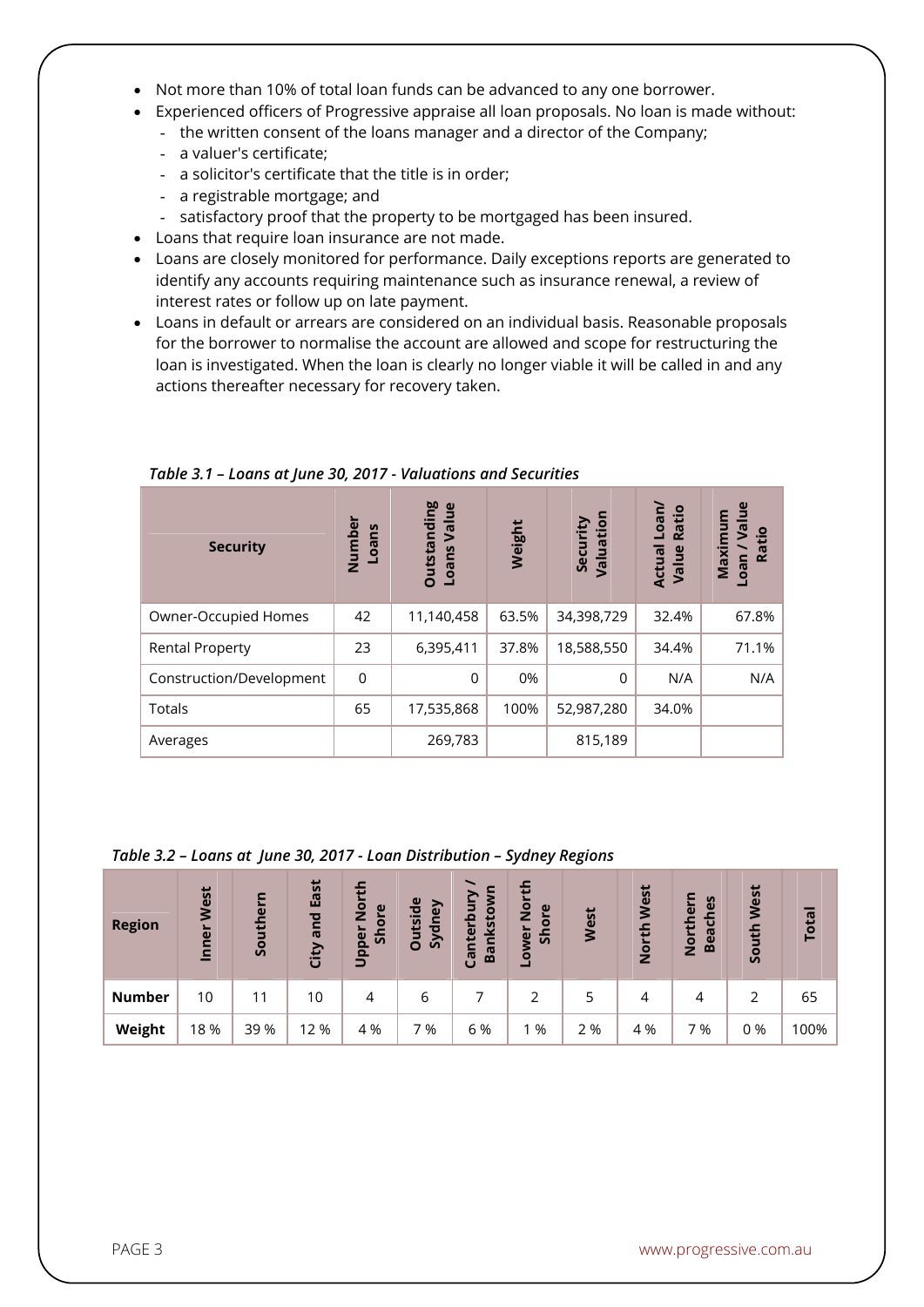- Not more than 10% of total loan funds can be advanced to any one borrower.
- Experienced officers of Progressive appraise all loan proposals. No loan is made without:
  - the written consent of the loans manager and a director of the Company;
  - a valuer's certificate;
  - a solicitor's certificate that the title is in order;
  - a registrable mortgage; and
  - satisfactory proof that the property to be mortgaged has been insured.
- Loans that require loan insurance are not made.
- Loans are closely monitored for performance. Daily exceptions reports are generated to identify any accounts requiring maintenance such as insurance renewal, a review of interest rates or follow up on late payment.
- Loans in default or arrears are considered on an individual basis. Reasonable proposals for the borrower to normalise the account are allowed and scope for restructuring the loan is investigated. When the loan is clearly no longer viable it will be called in and any actions thereafter necessary for recovery taken.

*Table 3.1 – Loans at June 30, 2017 - Valuations and Securities*

| Security | Number Loans | Outstanding Loans Value | Weight | Security Valuation | Actual Loan/ Value Ratio | Maximum Loan / Value Ratio |
|---|---|---|---|---|---|---|
| Owner-Occupied Homes | 42 | 11,140,458 | 63.5% | 34,398,729 | 32.4% | 67.8% |
| Rental Property | 23 | 6,395,411 | 37.8% | 18,588,550 | 34.4% | 71.1% |
| Construction/Development | 0 | 0 | 0% | 0 | N/A | N/A |
| Totals | 65 | 17,535,868 | 100% | 52,987,280 | 34.0% | |
| Averages | | 269,783 | | 815,189 | | |

*Table 3.2 – Loans at June 30, 2017 - Loan Distribution – Sydney Regions*

| Region | Inner West | Southern | City and East | Upper North Shore | Outside Sydney | Canterbury / Bankstown | Lower North Shore | West | North West | Northern Beaches | South West | Total |
|---|---|---|---|---|---|---|---|---|---|---|---|---|
| **Number** | 10 | 11 | 10 | 4 | 6 | 7 | 2 | 5 | 4 | 4 | 2 | 65 |
| **Weight** | 18 % | 39 % | 12 % | 4 % | 7 % | 6 % | 1 % | 2 % | 4 % | 7 % | 0 % | 100% |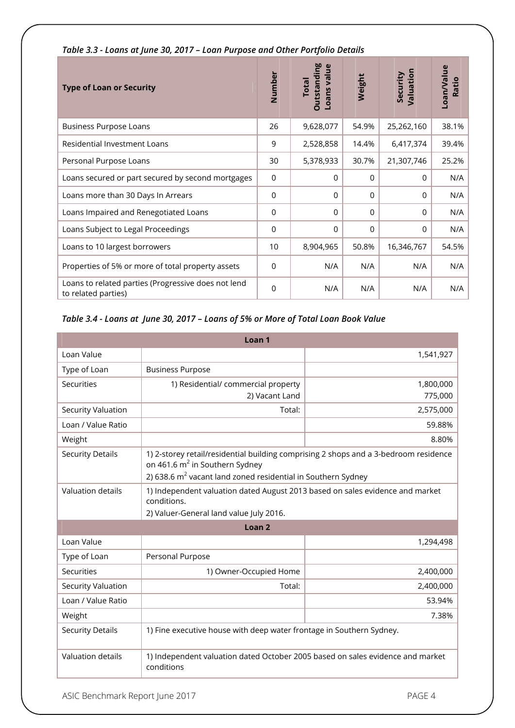*Table 3.3 - Loans at June 30, 2017 – Loan Purpose and Other Portfolio Details*

| Type of Loan or Security | Number | Total Outstanding Loans value | Weight | Security Valuation | Loan/Value Ratio |
|---|---|---|---|---|---|
| Business Purpose Loans | 26 | 9,628,077 | 54.9% | 25,262,160 | 38.1% |
| Residential Investment Loans | 9 | 2,528,858 | 14.4% | 6,417,374 | 39.4% |
| Personal Purpose Loans | 30 | 5,378,933 | 30.7% | 21,307,746 | 25.2% |
| Loans secured or part secured by second mortgages | 0 | 0 | 0 | 0 | N/A |
| Loans more than 30 Days In Arrears | 0 | 0 | 0 | 0 | N/A |
| Loans Impaired and Renegotiated Loans | 0 | 0 | 0 | 0 | N/A |
| Loans Subject to Legal Proceedings | 0 | 0 | 0 | 0 | N/A |
| Loans to 10 largest borrowers | 10 | 8,904,965 | 50.8% | 16,346,767 | 54.5% |
| Properties of 5% or more of total property assets | 0 | N/A | N/A | N/A | N/A |
| Loans to related parties (Progressive does not lend to related parties) | 0 | N/A | N/A | N/A | N/A |

*Table 3.4 - Loans at June 30, 2017 – Loans of 5% or More of Total Loan Book Value*

| Loan 1 | | |
|---|---|---|
| Loan Value | | 1,541,927 |
| Type of Loan | Business Purpose | |
| Securities | 1) Residential/ commercial property<br>2) Vacant Land | 1,800,000<br>775,000 |
| Security Valuation | Total: | 2,575,000 |
| Loan / Value Ratio | | 59.88% |
| Weight | | 8.80% |
| Security Details | 1) 2-storey retail/residential building comprising 2 shops and a 3-bedroom residence on 461.6 $m^2$ in Southern Sydney<br>2) 638.6 $m^2$ vacant land zoned residential in Southern Sydney | |
| Valuation details | 1) Independent valuation dated August 2013 based on sales evidence and market conditions.<br>2) Valuer-General land value July 2016. | |
| **Loan 2** | | |
| Loan Value | | 1,294,498 |
| Type of Loan | Personal Purpose | |
| Securities | 1) Owner-Occupied Home | 2,400,000 |
| Security Valuation | Total: | 2,400,000 |
| Loan / Value Ratio | | 53.94% |
| Weight | | 7.38% |
| Security Details | 1) Fine executive house with deep water frontage in Southern Sydney. | |
| Valuation details | 1) Independent valuation dated October 2005 based on sales evidence and market conditions | |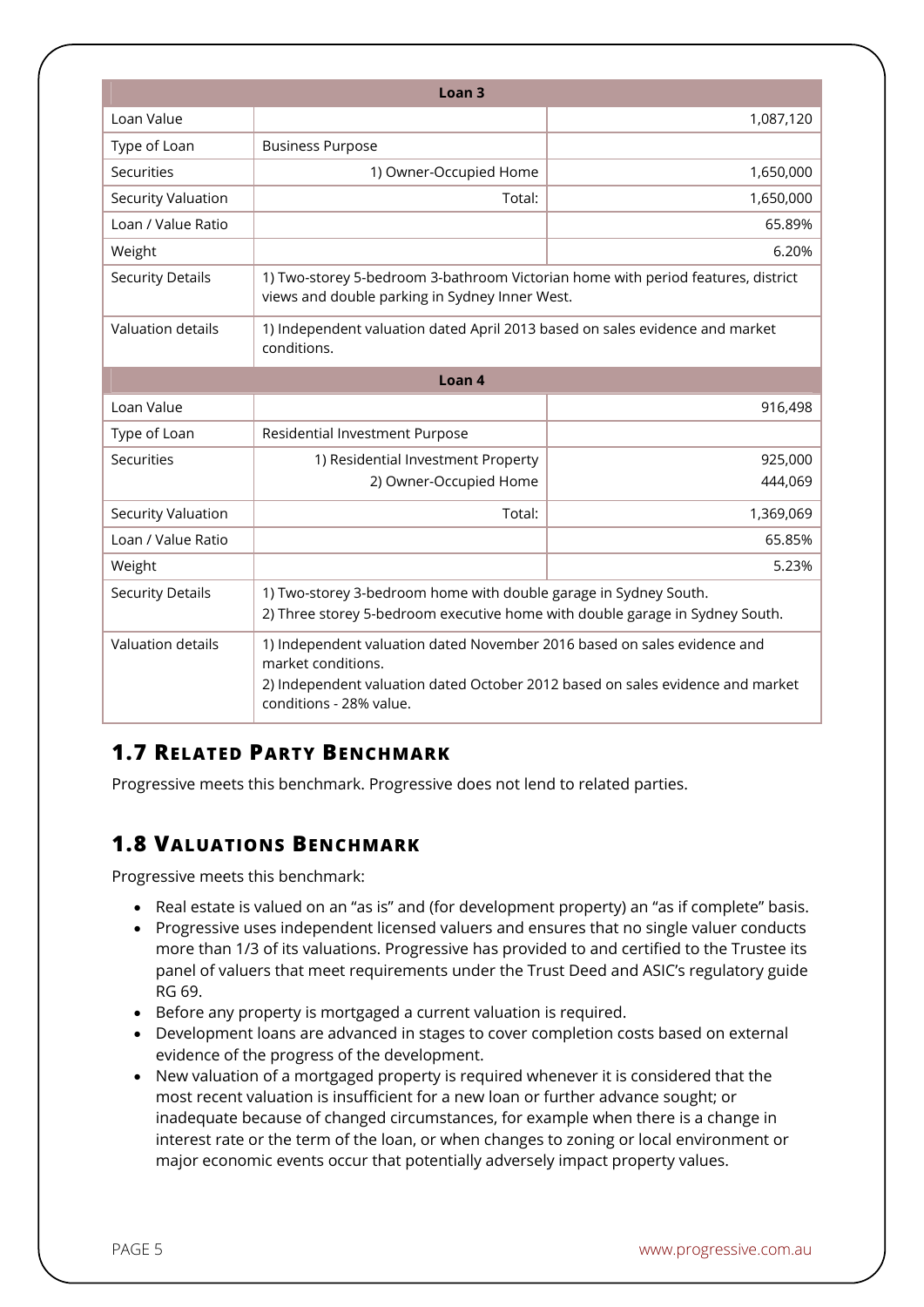| Loan 3 | | |
|---|---|---|
| Loan Value | | 1,087,120 |
| Type of Loan | Business Purpose | |
| Securities | 1) Owner-Occupied Home | 1,650,000 |
| Security Valuation | Total: | 1,650,000 |
| Loan / Value Ratio | | 65.89% |
| Weight | | 6.20% |
| Security Details | 1) Two-storey 5-bedroom 3-bathroom Victorian home with period features, district views and double parking in Sydney Inner West. | |
| Valuation details | 1) Independent valuation dated April 2013 based on sales evidence and market conditions. | |

| Loan 4 | | |
|---|---|---|
| Loan Value | | 916,498 |
| Type of Loan | Residential Investment Purpose | |
| Securities | 1) Residential Investment Property<br>2) Owner-Occupied Home | 925,000<br>444,069 |
| Security Valuation | Total: | 1,369,069 |
| Loan / Value Ratio | | 65.85% |
| Weight | | 5.23% |
| Security Details | 1) Two-storey 3-bedroom home with double garage in Sydney South.<br>2) Three storey 5-bedroom executive home with double garage in Sydney South. | |
| Valuation details | 1) Independent valuation dated November 2016 based on sales evidence and market conditions.<br>2) Independent valuation dated October 2012 based on sales evidence and market conditions - 28% value. | |

## 1.7 Related Party Benchmark

Progressive meets this benchmark. Progressive does not lend to related parties.

## 1.8 Valuations Benchmark

Progressive meets this benchmark:

- Real estate is valued on an "as is" and (for development property) an "as if complete" basis.
- Progressive uses independent licensed valuers and ensures that no single valuer conducts more than 1/3 of its valuations. Progressive has provided to and certified to the Trustee its panel of valuers that meet requirements under the Trust Deed and ASIC's regulatory guide RG 69.
- Before any property is mortgaged a current valuation is required.
- Development loans are advanced in stages to cover completion costs based on external evidence of the progress of the development.
- New valuation of a mortgaged property is required whenever it is considered that the most recent valuation is insufficient for a new loan or further advance sought; or inadequate because of changed circumstances, for example when there is a change in interest rate or the term of the loan, or when changes to zoning or local environment or major economic events occur that potentially adversely impact property values.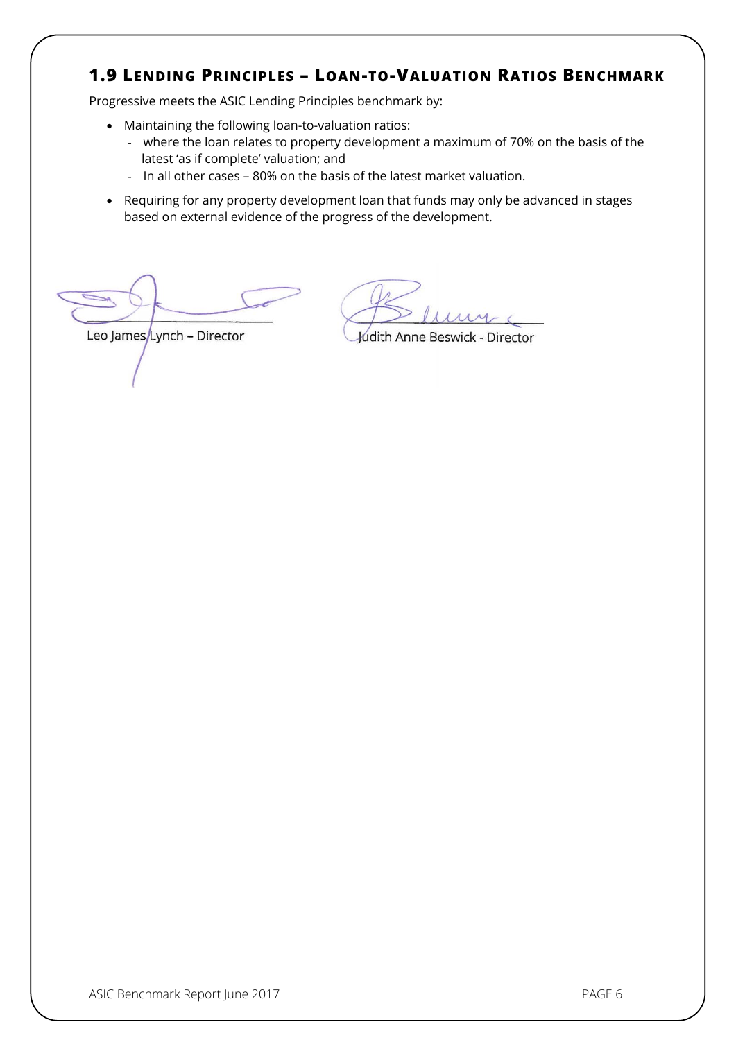## 1.9 Lending Principles – Loan-to-Valuation Ratios Benchmark

Progressive meets the ASIC Lending Principles benchmark by:

- Maintaining the following loan-to-valuation ratios:
  - where the loan relates to property development a maximum of 70% on the basis of the latest 'as if complete' valuation; and
  - In all other cases – 80% on the basis of the latest market valuation.
- Requiring for any property development loan that funds may only be advanced in stages based on external evidence of the progress of the development.

Leo James Lynch – Director

Judith Anne Beswick - Director